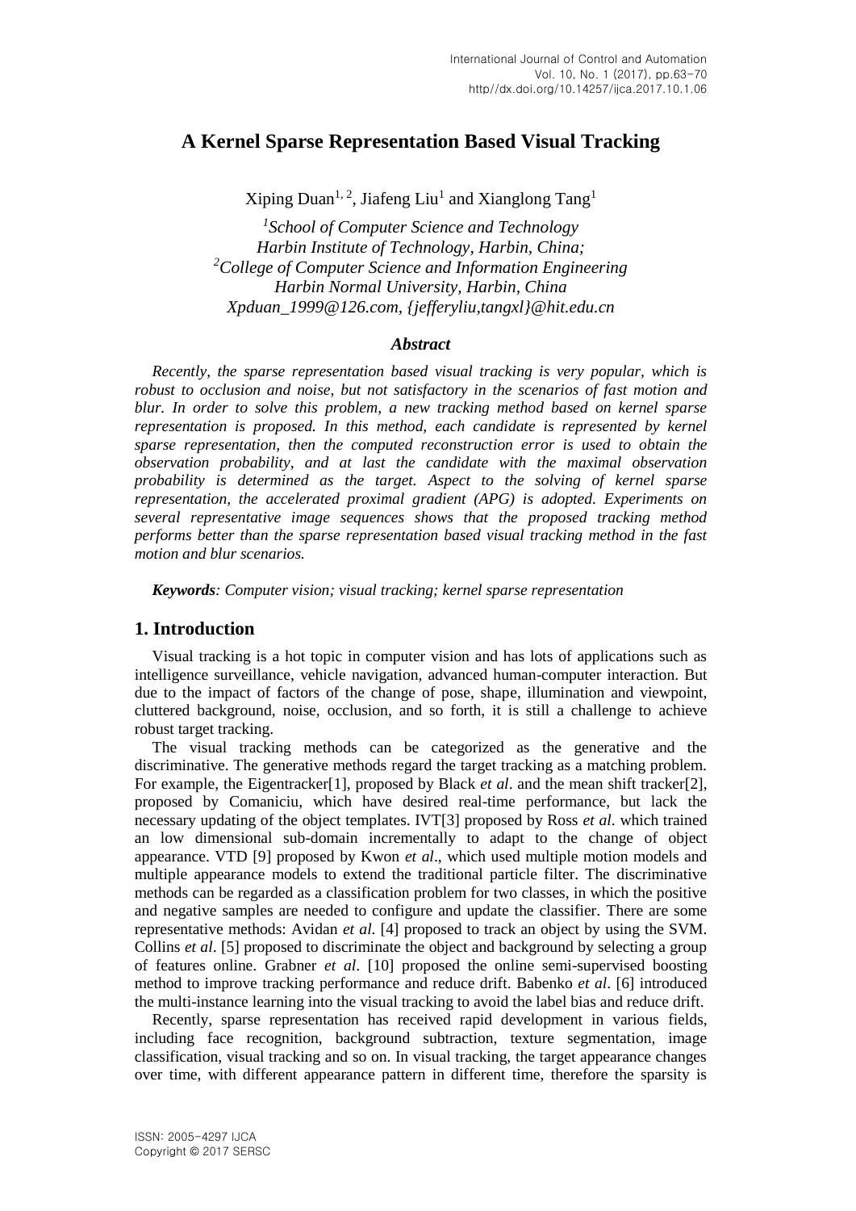# A Kernel Sparse Representation Based Visual Tracking

Xiping Duan[1, 2], Jiafeng Liu[1] and Xianglong Tang[1]

[1]*School of Computer Science and Technology*
*Harbin Institute of Technology, Harbin, China;*
[2]*College of Computer Science and Information Engineering*
*Harbin Normal University, Harbin, China*
*Xpduan_1999@126.com, {jefferyliu,tangxl}@hit.edu.cn*

### *Abstract*

*Recently, the sparse representation based visual tracking is very popular, which is robust to occlusion and noise, but not satisfactory in the scenarios of fast motion and blur. In order to solve this problem, a new tracking method based on kernel sparse representation is proposed. In this method, each candidate is represented by kernel sparse representation, then the computed reconstruction error is used to obtain the observation probability, and at last the candidate with the maximal observation probability is determined as the target. Aspect to the solving of kernel sparse representation, the accelerated proximal gradient (APG) is adopted. Experiments on several representative image sequences shows that the proposed tracking method performs better than the sparse representation based visual tracking method in the fast motion and blur scenarios.*

***Keywords****: Computer vision; visual tracking; kernel sparse representation*

## 1. Introduction

Visual tracking is a hot topic in computer vision and has lots of applications such as intelligence surveillance, vehicle navigation, advanced human-computer interaction. But due to the impact of factors of the change of pose, shape, illumination and viewpoint, cluttered background, noise, occlusion, and so forth, it is still a challenge to achieve robust target tracking.

The visual tracking methods can be categorized as the generative and the discriminative. The generative methods regard the target tracking as a matching problem. For example, the Eigentracker[1], proposed by Black *et al*. and the mean shift tracker[2], proposed by Comaniciu, which have desired real-time performance, but lack the necessary updating of the object templates. IVT[3] proposed by Ross *et al*. which trained an low dimensional sub-domain incrementally to adapt to the change of object appearance. VTD [9] proposed by Kwon *et al*., which used multiple motion models and multiple appearance models to extend the traditional particle filter. The discriminative methods can be regarded as a classification problem for two classes, in which the positive and negative samples are needed to configure and update the classifier. There are some representative methods: Avidan *et al*. [4] proposed to track an object by using the SVM. Collins *et al*. [5] proposed to discriminate the object and background by selecting a group of features online. Grabner *et al*. [10] proposed the online semi-supervised boosting method to improve tracking performance and reduce drift. Babenko *et al*. [6] introduced the multi-instance learning into the visual tracking to avoid the label bias and reduce drift.

Recently, sparse representation has received rapid development in various fields, including face recognition, background subtraction, texture segmentation, image classification, visual tracking and so on. In visual tracking, the target appearance changes over time, with different appearance pattern in different time, therefore the sparsity is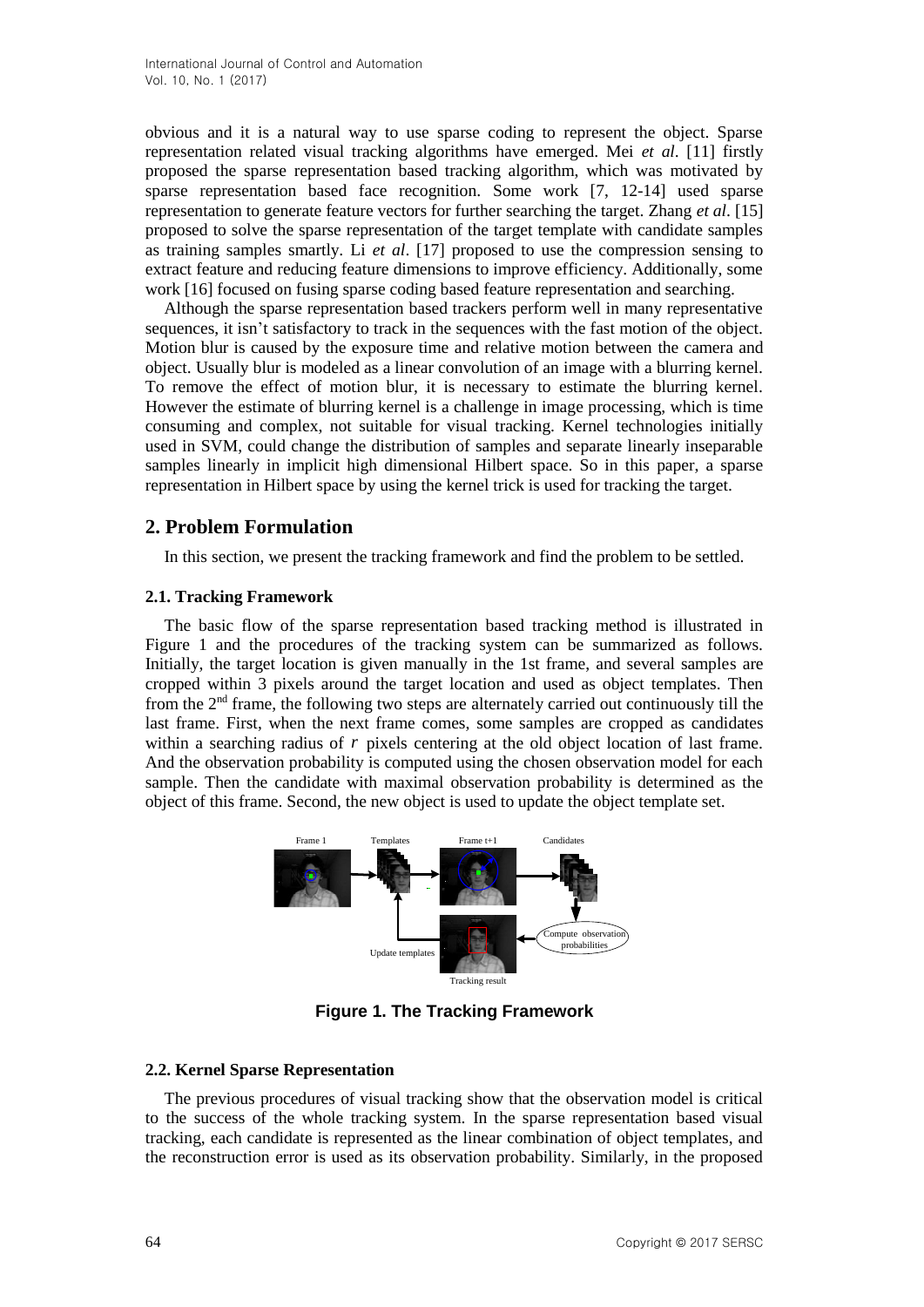obvious and it is a natural way to use sparse coding to represent the object. Sparse representation related visual tracking algorithms have emerged. Mei *et al*. [11] firstly proposed the sparse representation based tracking algorithm, which was motivated by sparse representation based face recognition. Some work [7, 12-14] used sparse representation to generate feature vectors for further searching the target. Zhang *et al*. [15] proposed to solve the sparse representation of the target template with candidate samples as training samples smartly. Li *et al*. [17] proposed to use the compression sensing to extract feature and reducing feature dimensions to improve efficiency. Additionally, some work [16] focused on fusing sparse coding based feature representation and searching.

Although the sparse representation based trackers perform well in many representative sequences, it isn't satisfactory to track in the sequences with the fast motion of the object. Motion blur is caused by the exposure time and relative motion between the camera and object. Usually blur is modeled as a linear convolution of an image with a blurring kernel. To remove the effect of motion blur, it is necessary to estimate the blurring kernel. However the estimate of blurring kernel is a challenge in image processing, which is time consuming and complex, not suitable for visual tracking. Kernel technologies initially used in SVM, could change the distribution of samples and separate linearly inseparable samples linearly in implicit high dimensional Hilbert space. So in this paper, a sparse representation in Hilbert space by using the kernel trick is used for tracking the target.

## 2. Problem Formulation

In this section, we present the tracking framework and find the problem to be settled.

### 2.1. Tracking Framework

The basic flow of the sparse representation based tracking method is illustrated in Figure 1 and the procedures of the tracking system can be summarized as follows. Initially, the target location is given manually in the 1st frame, and several samples are cropped within 3 pixels around the target location and used as object templates. Then from the 2nd frame, the following two steps are alternately carried out continuously till the last frame. First, when the next frame comes, some samples are cropped as candidates within a searching radius of $r$ pixels centering at the old object location of last frame. And the observation probability is computed using the chosen observation model for each sample. Then the candidate with maximal observation probability is determined as the object of this frame. Second, the new object is used to update the object template set.

**Figure 1. The Tracking Framework**

### 2.2. Kernel Sparse Representation

The previous procedures of visual tracking show that the observation model is critical to the success of the whole tracking system. In the sparse representation based visual tracking, each candidate is represented as the linear combination of object templates, and the reconstruction error is used as its observation probability. Similarly, in the proposed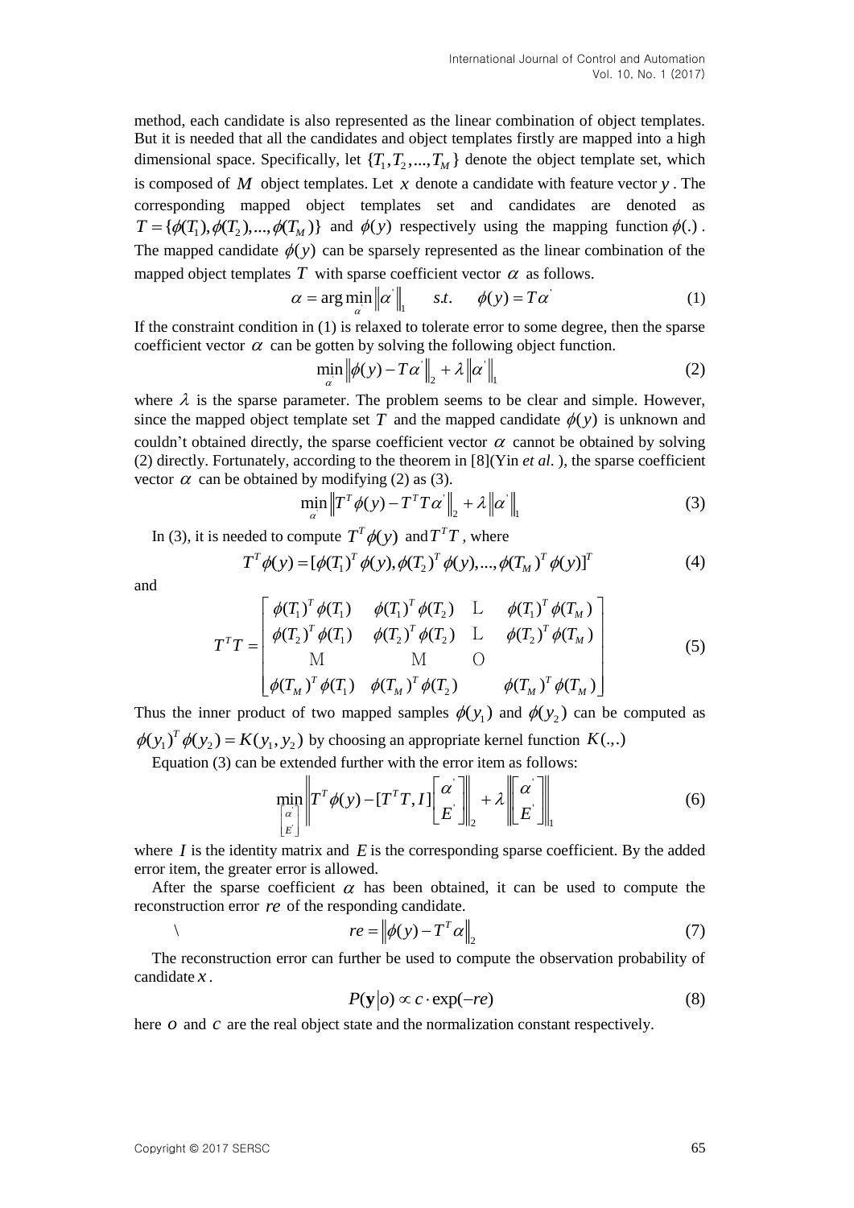method, each candidate is also represented as the linear combination of object templates. But it is needed that all the candidates and object templates firstly are mapped into a high dimensional space. Specifically, let $\{T_1, T_2, ..., T_M\}$ denote the object template set, which is composed of $M$ object templates. Let $x$ denote a candidate with feature vector $y$. The corresponding mapped object templates set and candidates are denoted as $T = \{\phi(T_1), \phi(T_2), ..., \phi(T_M)\}$ and $\phi(y)$ respectively using the mapping function $\phi(.)$. The mapped candidate $\phi(y)$ can be sparsely represented as the linear combination of the mapped object templates $T$ with sparse coefficient vector $\alpha$ as follows.

$$\alpha = \arg\min_{\alpha^{'}} \left\|\alpha^{'}\right\|_1 \qquad s.t. \quad \phi(y) = T\alpha^{'} \tag{1}$$

If the constraint condition in (1) is relaxed to tolerate error to some degree, then the sparse coefficient vector $\alpha$ can be gotten by solving the following object function.

$$\min_{\alpha^{'}} \left\|\phi(y) - T\alpha^{'}\right\|_2 + \lambda\left\|\alpha^{'}\right\|_1 \tag{2}$$

where $\lambda$ is the sparse parameter. The problem seems to be clear and simple. However, since the mapped object template set $T$ and the mapped candidate $\phi(y)$ is unknown and couldn't obtained directly, the sparse coefficient vector $\alpha$ cannot be obtained by solving (2) directly. Fortunately, according to the theorem in [8](Yin *et al.* ), the sparse coefficient vector $\alpha$ can be obtained by modifying (2) as (3).

$$\min_{\alpha^{'}} \left\|T^T\phi(y) - T^T T\alpha^{'}\right\|_2 + \lambda\left\|\alpha^{'}\right\|_1 \tag{3}$$

In (3), it is needed to compute $T^T\phi(y)$ and $T^T T$, where

$$T^T\phi(y) = [\phi(T_1)^T\phi(y), \phi(T_2)^T\phi(y), ..., \phi(T_M)^T\phi(y)]^T \tag{4}$$

and

$$T^T T = \begin{bmatrix} \phi(T_1)^T\phi(T_1) & \phi(T_1)^T\phi(T_2) & \cdots & \phi(T_1)^T\phi(T_M) \\ \phi(T_2)^T\phi(T_1) & \phi(T_2)^T\phi(T_2) & \cdots & \phi(T_2)^T\phi(T_M) \\ \vdots & \vdots & \ddots & \\ \phi(T_M)^T\phi(T_1) & \phi(T_M)^T\phi(T_2) & & \phi(T_M)^T\phi(T_M) \end{bmatrix} \tag{5}$$

Thus the inner product of two mapped samples $\phi(y_1)$ and $\phi(y_2)$ can be computed as $\phi(y_1)^T\phi(y_2) = K(y_1, y_2)$ by choosing an appropriate kernel function $K(.,.)$

Equation (3) can be extended further with the error item as follows:

$$\min_{\begin{bmatrix}\alpha^{'} \\ E^{'}\end{bmatrix}} \left\|T^T\phi(y) - [T^T T, I]\begin{bmatrix}\alpha^{'} \\ E^{'}\end{bmatrix}\right\|_2 + \lambda\left\|\begin{bmatrix}\alpha^{'} \\ E^{'}\end{bmatrix}\right\|_1 \tag{6}$$

where $I$ is the identity matrix and $E$ is the corresponding sparse coefficient. By the added error item, the greater error is allowed.

After the sparse coefficient $\alpha$ has been obtained, it can be used to compute the reconstruction error $re$ of the responding candidate.

$$re = \left\|\phi(y) - T^T\alpha\right\|_2 \tag{7}$$

The reconstruction error can further be used to compute the observation probability of candidate $x$.

$$P(\mathbf{y}|o) \propto c \cdot \exp(-re) \tag{8}$$

here $o$ and $c$ are the real object state and the normalization constant respectively.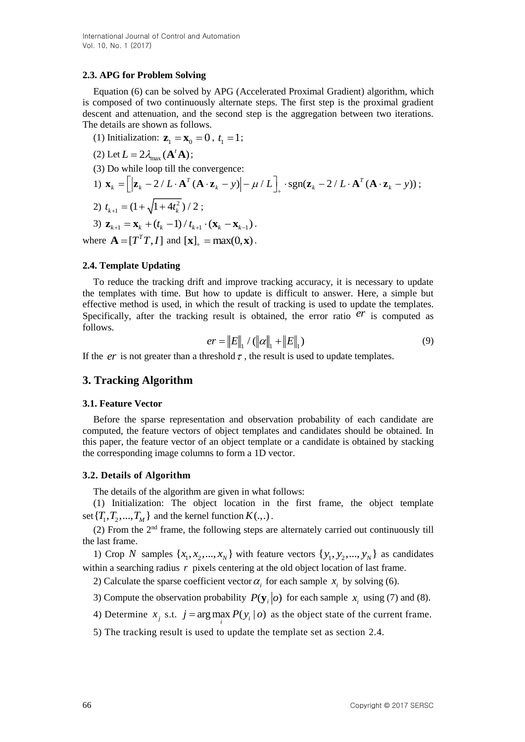### 2.3. APG for Problem Solving

Equation (6) can be solved by APG (Accelerated Proximal Gradient) algorithm, which is composed of two continuously alternate steps. The first step is the proximal gradient descent and attenuation, and the second step is the aggregation between two iterations. The details are shown as follows.

(1) Initialization: $\mathbf{z}_1 = \mathbf{x}_0 = 0$ , $t_1 = 1$;

(2) Let $L = 2\lambda_{\max}(\mathbf{A}^t\mathbf{A})$;

(3) Do while loop till the convergence:

1) $\mathbf{x}_k = \left[\left|\mathbf{z}_k - 2/L \cdot \mathbf{A}^T(\mathbf{A}\cdot\mathbf{z}_k - y)\right| - \mu / L\right]_+ \cdot \mathrm{sgn}(\mathbf{z}_k - 2/L \cdot \mathbf{A}^T(\mathbf{A}\cdot\mathbf{z}_k - y))$;

2) $t_{k+1} = (1 + \sqrt{1+4t_k^2})/2$ ;

3) $\mathbf{z}_{k+1} = \mathbf{x}_k + (t_k - 1)/t_{k+1} \cdot (\mathbf{x}_k - \mathbf{x}_{k-1})$ .

where $\mathbf{A} = [T^T T, I]$ and $[\mathbf{x}]_+ = \max(0, \mathbf{x})$ .

### 2.4. Template Updating

To reduce the tracking drift and improve tracking accuracy, it is necessary to update the templates with time. But how to update is difficult to answer. Here, a simple but effective method is used, in which the result of tracking is used to update the templates. Specifically, after the tracking result is obtained, the error ratio $er$ is computed as follows.

$$er = \|E\|_1 / (\|\alpha\|_1 + \|E\|_1) \tag{9}$$

If the $er$ is not greater than a threshold $\tau$ , the result is used to update templates.

## 3. Tracking Algorithm

### 3.1. Feature Vector

Before the sparse representation and observation probability of each candidate are computed, the feature vectors of object templates and candidates should be obtained. In this paper, the feature vector of an object template or a candidate is obtained by stacking the corresponding image columns to form a 1D vector.

### 3.2. Details of Algorithm

The details of the algorithm are given in what follows:

(1) Initialization: The object location in the first frame, the object template set $\{T_1, T_2, ..., T_M\}$ and the kernel function $K(.,.)$ .

(2) From the 2nd frame, the following steps are alternately carried out continuously till the last frame.

1) Crop $N$ samples $\{x_1, x_2, ..., x_N\}$ with feature vectors $\{y_1, y_2, ..., y_N\}$ as candidates within a searching radius $r$ pixels centering at the old object location of last frame.

2) Calculate the sparse coefficient vector $\alpha_i$ for each sample $x_i$ by solving (6).

3) Compute the observation probability $P(\mathbf{y}_i | o)$ for each sample $x_i$ using (7) and (8).

4) Determine $x_j$ s.t. $j = \arg\max_i P(y_i | o)$ as the object state of the current frame.

5) The tracking result is used to update the template set as section 2.4.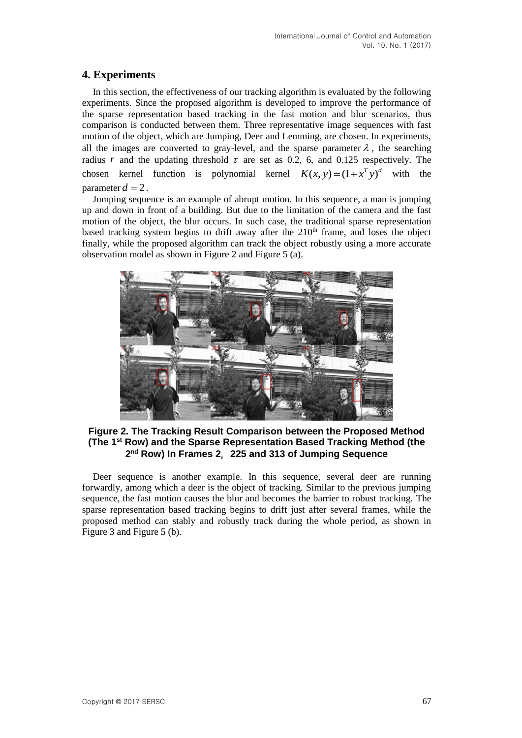## 4. Experiments

In this section, the effectiveness of our tracking algorithm is evaluated by the following experiments. Since the proposed algorithm is developed to improve the performance of the sparse representation based tracking in the fast motion and blur scenarios, thus comparison is conducted between them. Three representative image sequences with fast motion of the object, which are Jumping, Deer and Lemming, are chosen. In experiments, all the images are converted to gray-level, and the sparse parameter $\lambda$, the searching radius $r$ and the updating threshold $\tau$ are set as 0.2, 6, and 0.125 respectively. The chosen kernel function is polynomial kernel $K(x,y)=(1+x^T y)^d$ with the parameter $d=2$.

Jumping sequence is an example of abrupt motion. In this sequence, a man is jumping up and down in front of a building. But due to the limitation of the camera and the fast motion of the object, the blur occurs. In such case, the traditional sparse representation based tracking system begins to drift away after the 210th frame, and loses the object finally, while the proposed algorithm can track the object robustly using a more accurate observation model as shown in Figure 2 and Figure 5 (a).

**Figure 2. The Tracking Result Comparison between the Proposed Method (The 1st Row) and the Sparse Representation Based Tracking Method (the 2nd Row) In Frames 2, 225 and 313 of Jumping Sequence**

Deer sequence is another example. In this sequence, several deer are running forwardly, among which a deer is the object of tracking. Similar to the previous jumping sequence, the fast motion causes the blur and becomes the barrier to robust tracking. The sparse representation based tracking begins to drift just after several frames, while the proposed method can stably and robustly track during the whole period, as shown in Figure 3 and Figure 5 (b).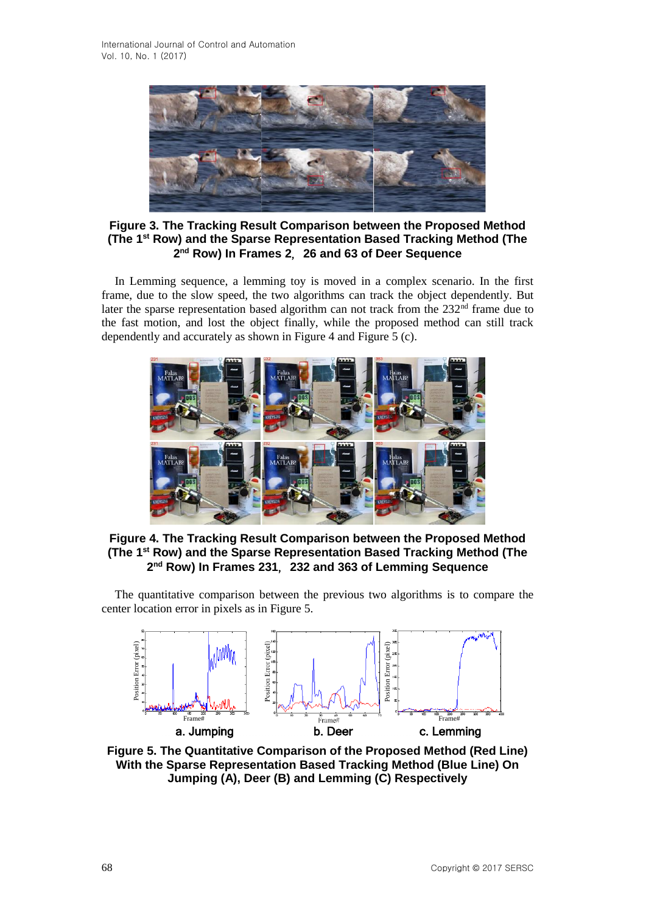**Figure 3. The Tracking Result Comparison between the Proposed Method (The 1st Row) and the Sparse Representation Based Tracking Method (The 2nd Row) In Frames 2, 26 and 63 of Deer Sequence**

In Lemming sequence, a lemming toy is moved in a complex scenario. In the first frame, due to the slow speed, the two algorithms can track the object dependently. But later the sparse representation based algorithm can not track from the 232nd frame due to the fast motion, and lost the object finally, while the proposed method can still track dependently and accurately as shown in Figure 4 and Figure 5 (c).

**Figure 4. The Tracking Result Comparison between the Proposed Method (The 1st Row) and the Sparse Representation Based Tracking Method (The 2nd Row) In Frames 231, 232 and 363 of Lemming Sequence**

The quantitative comparison between the previous two algorithms is to compare the center location error in pixels as in Figure 5.

a. Jumping b. Deer c. Lemming

**Figure 5. The Quantitative Comparison of the Proposed Method (Red Line) With the Sparse Representation Based Tracking Method (Blue Line) On Jumping (A), Deer (B) and Lemming (C) Respectively**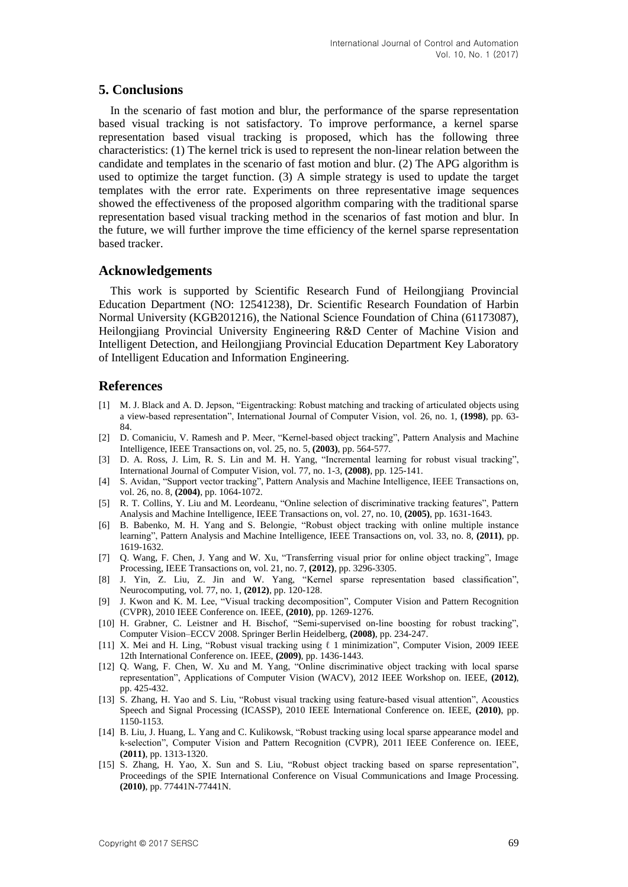## 5. Conclusions

In the scenario of fast motion and blur, the performance of the sparse representation based visual tracking is not satisfactory. To improve performance, a kernel sparse representation based visual tracking is proposed, which has the following three characteristics: (1) The kernel trick is used to represent the non-linear relation between the candidate and templates in the scenario of fast motion and blur. (2) The APG algorithm is used to optimize the target function. (3) A simple strategy is used to update the target templates with the error rate. Experiments on three representative image sequences showed the effectiveness of the proposed algorithm comparing with the traditional sparse representation based visual tracking method in the scenarios of fast motion and blur. In the future, we will further improve the time efficiency of the kernel sparse representation based tracker.

## Acknowledgements

This work is supported by Scientific Research Fund of Heilongjiang Provincial Education Department (NO: 12541238), Dr. Scientific Research Foundation of Harbin Normal University (KGB201216), the National Science Foundation of China (61173087), Heilongjiang Provincial University Engineering R&D Center of Machine Vision and Intelligent Detection, and Heilongjiang Provincial Education Department Key Laboratory of Intelligent Education and Information Engineering.

## References

[1] M. J. Black and A. D. Jepson, "Eigentracking: Robust matching and tracking of articulated objects using a view-based representation", International Journal of Computer Vision, vol. 26, no. 1, **(1998)**, pp. 63-84.

[2] D. Comaniciu, V. Ramesh and P. Meer, "Kernel-based object tracking", Pattern Analysis and Machine Intelligence, IEEE Transactions on, vol. 25, no. 5, **(2003)**, pp. 564-577.

[3] D. A. Ross, J. Lim, R. S. Lin and M. H. Yang, "Incremental learning for robust visual tracking", International Journal of Computer Vision, vol. 77, no. 1-3, **(2008)**, pp. 125-141.

[4] S. Avidan, "Support vector tracking", Pattern Analysis and Machine Intelligence, IEEE Transactions on, vol. 26, no. 8, **(2004)**, pp. 1064-1072.

[5] R. T. Collins, Y. Liu and M. Leordeanu, "Online selection of discriminative tracking features", Pattern Analysis and Machine Intelligence, IEEE Transactions on, vol. 27, no. 10, **(2005)**, pp. 1631-1643.

[6] B. Babenko, M. H. Yang and S. Belongie, "Robust object tracking with online multiple instance learning", Pattern Analysis and Machine Intelligence, IEEE Transactions on, vol. 33, no. 8, **(2011)**, pp. 1619-1632.

[7] Q. Wang, F. Chen, J. Yang and W. Xu, "Transferring visual prior for online object tracking", Image Processing, IEEE Transactions on, vol. 21, no. 7, **(2012)**, pp. 3296-3305.

[8] J. Yin, Z. Liu, Z. Jin and W. Yang, "Kernel sparse representation based classification", Neurocomputing, vol. 77, no. 1, **(2012)**, pp. 120-128.

[9] J. Kwon and K. M. Lee, "Visual tracking decomposition", Computer Vision and Pattern Recognition (CVPR), 2010 IEEE Conference on. IEEE, **(2010)**, pp. 1269-1276.

[10] H. Grabner, C. Leistner and H. Bischof, "Semi-supervised on-line boosting for robust tracking", Computer Vision–ECCV 2008. Springer Berlin Heidelberg, **(2008)**, pp. 234-247.

[11] X. Mei and H. Ling, "Robust visual tracking using ℓ 1 minimization", Computer Vision, 2009 IEEE 12th International Conference on. IEEE, **(2009)**, pp. 1436-1443.

[12] Q. Wang, F. Chen, W. Xu and M. Yang, "Online discriminative object tracking with local sparse representation", Applications of Computer Vision (WACV), 2012 IEEE Workshop on. IEEE, **(2012)**, pp. 425-432.

[13] S. Zhang, H. Yao and S. Liu, "Robust visual tracking using feature-based visual attention", Acoustics Speech and Signal Processing (ICASSP), 2010 IEEE International Conference on. IEEE, **(2010)**, pp. 1150-1153.

[14] B. Liu, J. Huang, L. Yang and C. Kulikowsk, "Robust tracking using local sparse appearance model and k-selection", Computer Vision and Pattern Recognition (CVPR), 2011 IEEE Conference on. IEEE, **(2011)**, pp. 1313-1320.

[15] S. Zhang, H. Yao, X. Sun and S. Liu, "Robust object tracking based on sparse representation", Proceedings of the SPIE International Conference on Visual Communications and Image Processing. **(2010)**, pp. 77441N-77441N.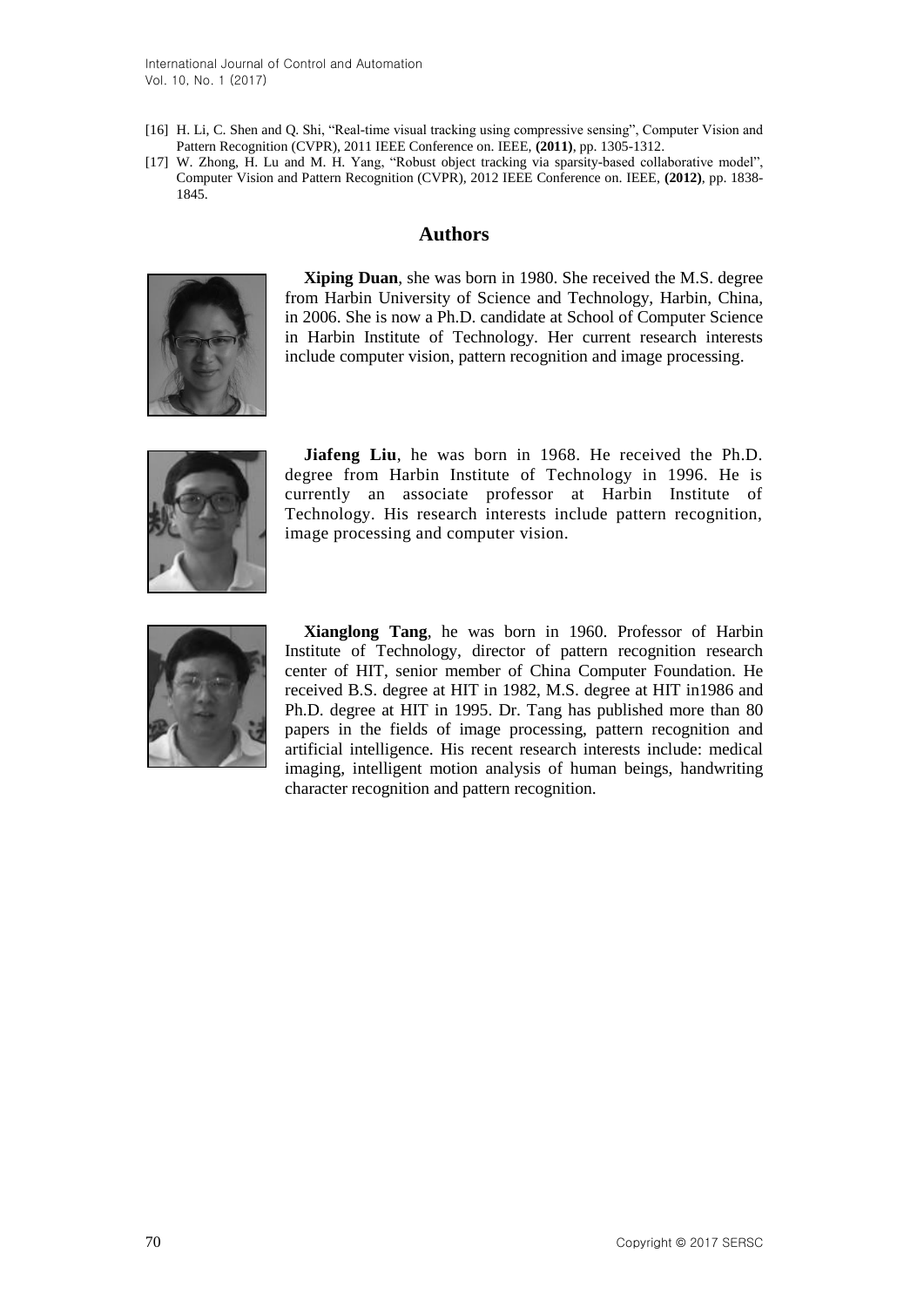[16] H. Li, C. Shen and Q. Shi, "Real-time visual tracking using compressive sensing", Computer Vision and Pattern Recognition (CVPR), 2011 IEEE Conference on. IEEE, **(2011)**, pp. 1305-1312.

[17] W. Zhong, H. Lu and M. H. Yang, "Robust object tracking via sparsity-based collaborative model", Computer Vision and Pattern Recognition (CVPR), 2012 IEEE Conference on. IEEE, **(2012)**, pp. 1838-1845.

## Authors

**Xiping Duan**, she was born in 1980. She received the M.S. degree from Harbin University of Science and Technology, Harbin, China, in 2006. She is now a Ph.D. candidate at School of Computer Science in Harbin Institute of Technology. Her current research interests include computer vision, pattern recognition and image processing.

**Jiafeng Liu**, he was born in 1968. He received the Ph.D. degree from Harbin Institute of Technology in 1996. He is currently an associate professor at Harbin Institute of Technology. His research interests include pattern recognition, image processing and computer vision.

**Xianglong Tang**, he was born in 1960. Professor of Harbin Institute of Technology, director of pattern recognition research center of HIT, senior member of China Computer Foundation. He received B.S. degree at HIT in 1982, M.S. degree at HIT in1986 and Ph.D. degree at HIT in 1995. Dr. Tang has published more than 80 papers in the fields of image processing, pattern recognition and artificial intelligence. His recent research interests include: medical imaging, intelligent motion analysis of human beings, handwriting character recognition and pattern recognition.